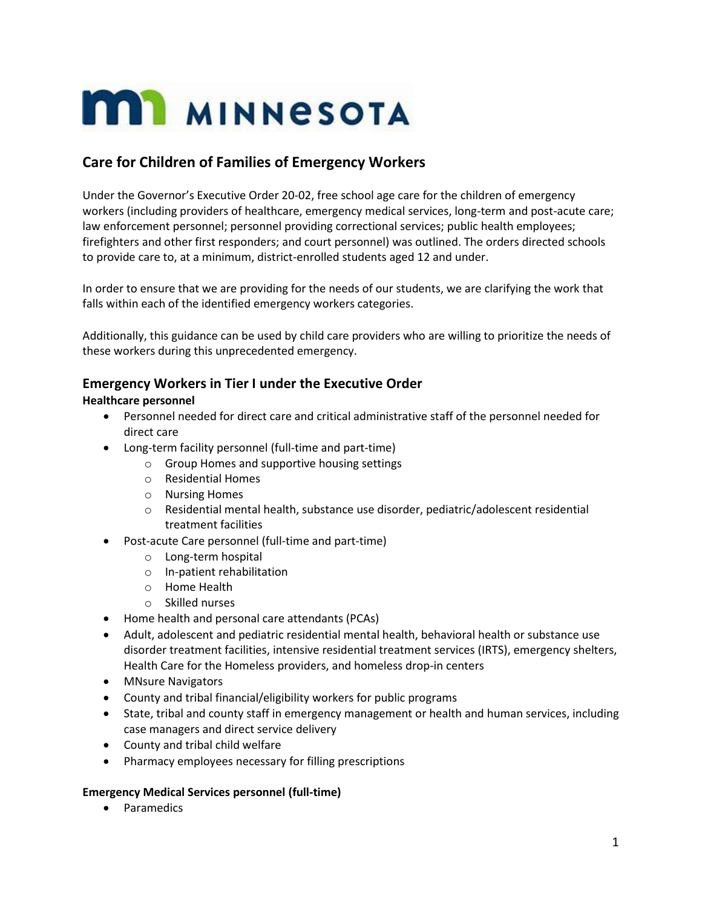MINNESOTA

## Care for Children of Families of Emergency Workers

Under the Governor's Executive Order 20-02, free school age care for the children of emergency workers (including providers of healthcare, emergency medical services, long-term and post-acute care; law enforcement personnel; personnel providing correctional services; public health employees; firefighters and other first responders; and court personnel) was outlined. The orders directed schools to provide care to, at a minimum, district-enrolled students aged 12 and under.

In order to ensure that we are providing for the needs of our students, we are clarifying the work that falls within each of the identified emergency workers categories.

Additionally, this guidance can be used by child care providers who are willing to prioritize the needs of these workers during this unprecedented emergency.

### Emergency Workers in Tier I under the Executive Order

**Healthcare personnel**

- Personnel needed for direct care and critical administrative staff of the personnel needed for direct care
- Long-term facility personnel (full-time and part-time)
  - Group Homes and supportive housing settings
  - Residential Homes
  - Nursing Homes
  - Residential mental health, substance use disorder, pediatric/adolescent residential treatment facilities
- Post-acute Care personnel (full-time and part-time)
  - Long-term hospital
  - In-patient rehabilitation
  - Home Health
  - Skilled nurses
- Home health and personal care attendants (PCAs)
- Adult, adolescent and pediatric residential mental health, behavioral health or substance use disorder treatment facilities, intensive residential treatment services (IRTS), emergency shelters, Health Care for the Homeless providers, and homeless drop-in centers
- MNsure Navigators
- County and tribal financial/eligibility workers for public programs
- State, tribal and county staff in emergency management or health and human services, including case managers and direct service delivery
- County and tribal child welfare
- Pharmacy employees necessary for filling prescriptions

**Emergency Medical Services personnel (full-time)**

- Paramedics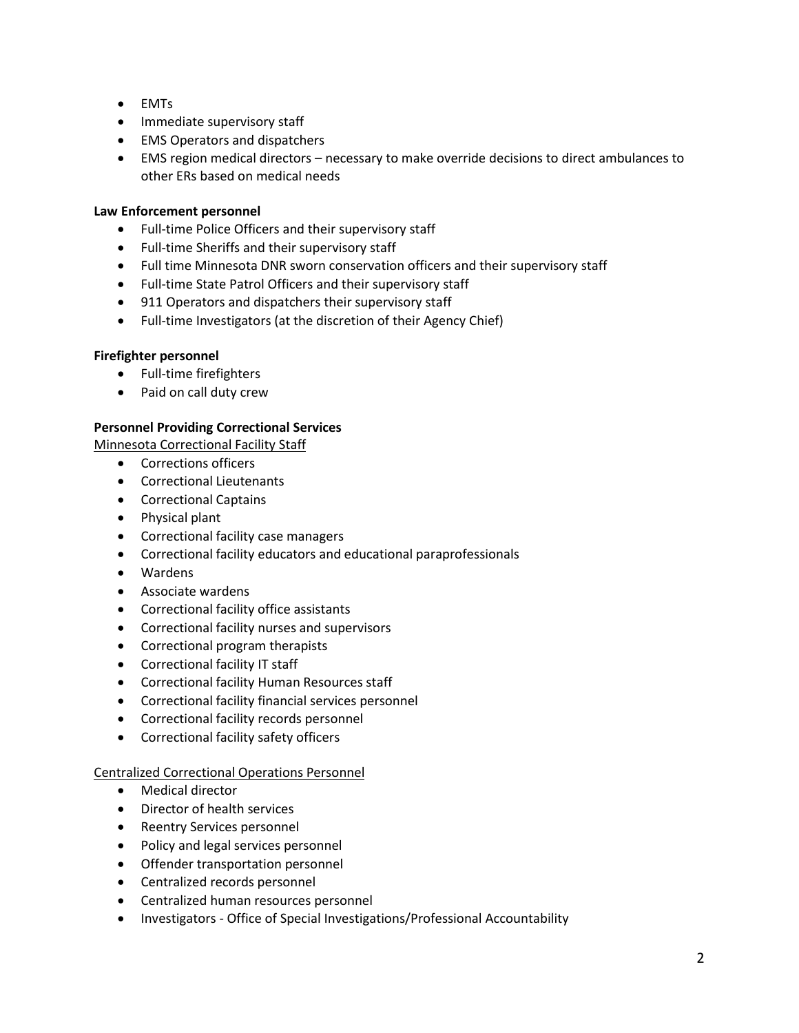- EMTs
- Immediate supervisory staff
- EMS Operators and dispatchers
- EMS region medical directors – necessary to make override decisions to direct ambulances to other ERs based on medical needs

**Law Enforcement personnel**

- Full-time Police Officers and their supervisory staff
- Full-time Sheriffs and their supervisory staff
- Full time Minnesota DNR sworn conservation officers and their supervisory staff
- Full-time State Patrol Officers and their supervisory staff
- 911 Operators and dispatchers their supervisory staff
- Full-time Investigators (at the discretion of their Agency Chief)

**Firefighter personnel**

- Full-time firefighters
- Paid on call duty crew

**Personnel Providing Correctional Services**

Minnesota Correctional Facility Staff

- Corrections officers
- Correctional Lieutenants
- Correctional Captains
- Physical plant
- Correctional facility case managers
- Correctional facility educators and educational paraprofessionals
- Wardens
- Associate wardens
- Correctional facility office assistants
- Correctional facility nurses and supervisors
- Correctional program therapists
- Correctional facility IT staff
- Correctional facility Human Resources staff
- Correctional facility financial services personnel
- Correctional facility records personnel
- Correctional facility safety officers

Centralized Correctional Operations Personnel

- Medical director
- Director of health services
- Reentry Services personnel
- Policy and legal services personnel
- Offender transportation personnel
- Centralized records personnel
- Centralized human resources personnel
- Investigators - Office of Special Investigations/Professional Accountability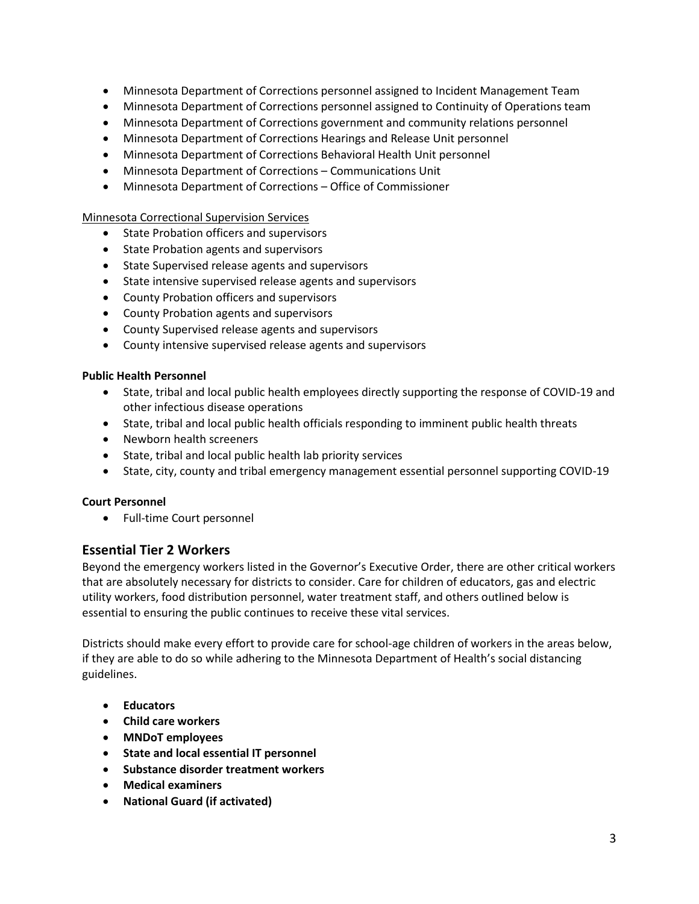- Minnesota Department of Corrections personnel assigned to Incident Management Team
- Minnesota Department of Corrections personnel assigned to Continuity of Operations team
- Minnesota Department of Corrections government and community relations personnel
- Minnesota Department of Corrections Hearings and Release Unit personnel
- Minnesota Department of Corrections Behavioral Health Unit personnel
- Minnesota Department of Corrections – Communications Unit
- Minnesota Department of Corrections – Office of Commissioner

<u>Minnesota Correctional Supervision Services</u>

- State Probation officers and supervisors
- State Probation agents and supervisors
- State Supervised release agents and supervisors
- State intensive supervised release agents and supervisors
- County Probation officers and supervisors
- County Probation agents and supervisors
- County Supervised release agents and supervisors
- County intensive supervised release agents and supervisors

**Public Health Personnel**

- State, tribal and local public health employees directly supporting the response of COVID-19 and other infectious disease operations
- State, tribal and local public health officials responding to imminent public health threats
- Newborn health screeners
- State, tribal and local public health lab priority services
- State, city, county and tribal emergency management essential personnel supporting COVID-19

**Court Personnel**

- Full-time Court personnel

## Essential Tier 2 Workers

Beyond the emergency workers listed in the Governor's Executive Order, there are other critical workers that are absolutely necessary for districts to consider. Care for children of educators, gas and electric utility workers, food distribution personnel, water treatment staff, and others outlined below is essential to ensuring the public continues to receive these vital services.

Districts should make every effort to provide care for school-age children of workers in the areas below, if they are able to do so while adhering to the Minnesota Department of Health's social distancing guidelines.

- **Educators**
- **Child care workers**
- **MNDoT employees**
- **State and local essential IT personnel**
- **Substance disorder treatment workers**
- **Medical examiners**
- **National Guard (if activated)**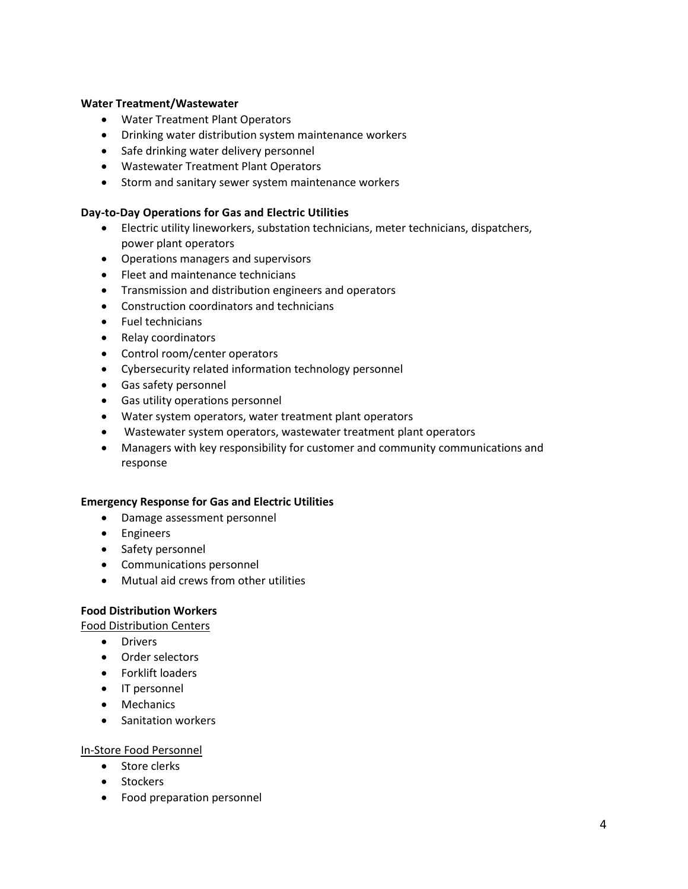**Water Treatment/Wastewater**

- Water Treatment Plant Operators
- Drinking water distribution system maintenance workers
- Safe drinking water delivery personnel
- Wastewater Treatment Plant Operators
- Storm and sanitary sewer system maintenance workers

**Day-to-Day Operations for Gas and Electric Utilities**

- Electric utility lineworkers, substation technicians, meter technicians, dispatchers, power plant operators
- Operations managers and supervisors
- Fleet and maintenance technicians
- Transmission and distribution engineers and operators
- Construction coordinators and technicians
- Fuel technicians
- Relay coordinators
- Control room/center operators
- Cybersecurity related information technology personnel
- Gas safety personnel
- Gas utility operations personnel
- Water system operators, water treatment plant operators
- Wastewater system operators, wastewater treatment plant operators
- Managers with key responsibility for customer and community communications and response

**Emergency Response for Gas and Electric Utilities**

- Damage assessment personnel
- Engineers
- Safety personnel
- Communications personnel
- Mutual aid crews from other utilities

**Food Distribution Workers**

<u>Food Distribution Centers</u>

- Drivers
- Order selectors
- Forklift loaders
- IT personnel
- Mechanics
- Sanitation workers

<u>In-Store Food Personnel</u>

- Store clerks
- Stockers
- Food preparation personnel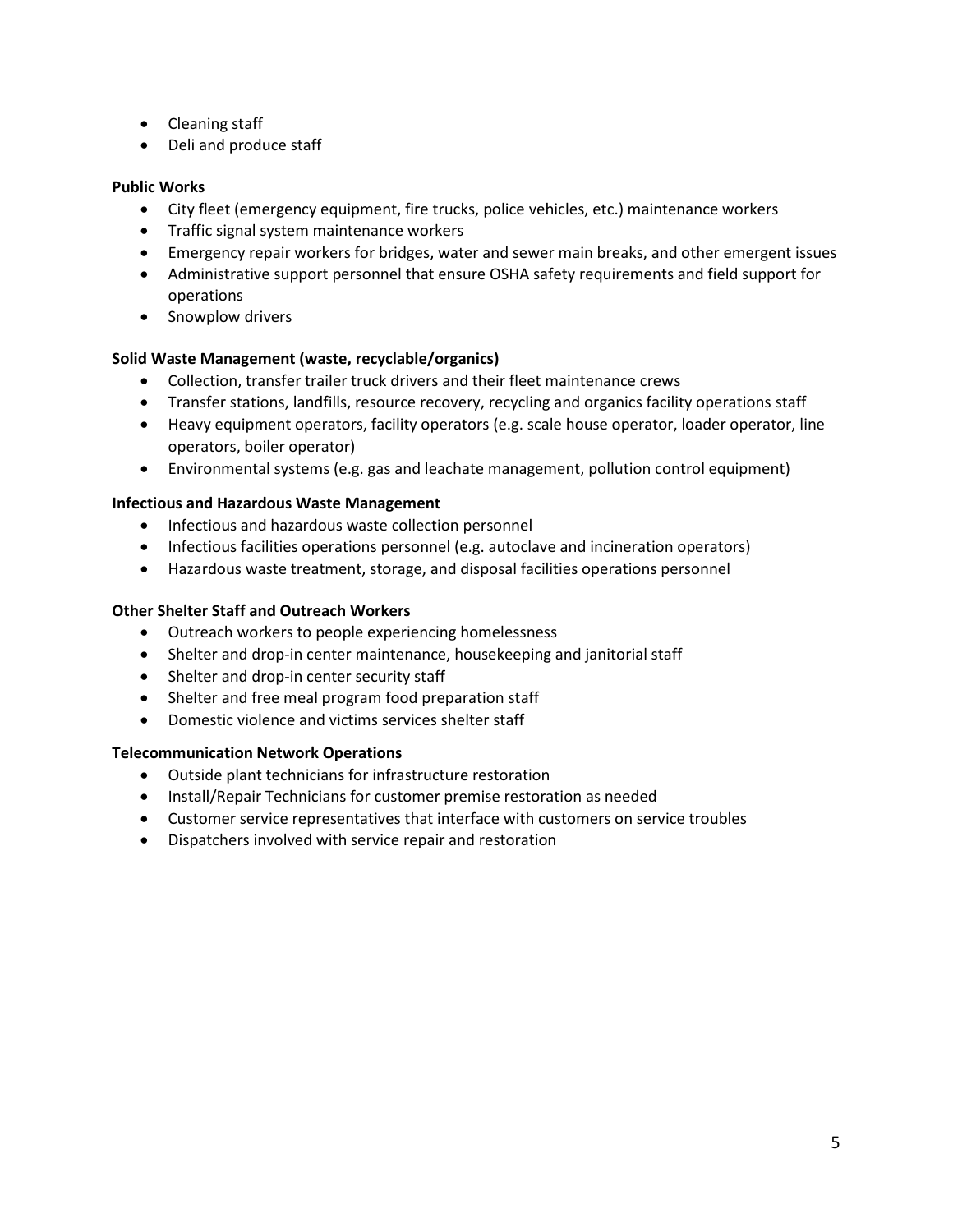- Cleaning staff
- Deli and produce staff

**Public Works**

- City fleet (emergency equipment, fire trucks, police vehicles, etc.) maintenance workers
- Traffic signal system maintenance workers
- Emergency repair workers for bridges, water and sewer main breaks, and other emergent issues
- Administrative support personnel that ensure OSHA safety requirements and field support for operations
- Snowplow drivers

**Solid Waste Management (waste, recyclable/organics)**

- Collection, transfer trailer truck drivers and their fleet maintenance crews
- Transfer stations, landfills, resource recovery, recycling and organics facility operations staff
- Heavy equipment operators, facility operators (e.g. scale house operator, loader operator, line operators, boiler operator)
- Environmental systems (e.g. gas and leachate management, pollution control equipment)

**Infectious and Hazardous Waste Management**

- Infectious and hazardous waste collection personnel
- Infectious facilities operations personnel (e.g. autoclave and incineration operators)
- Hazardous waste treatment, storage, and disposal facilities operations personnel

**Other Shelter Staff and Outreach Workers**

- Outreach workers to people experiencing homelessness
- Shelter and drop-in center maintenance, housekeeping and janitorial staff
- Shelter and drop-in center security staff
- Shelter and free meal program food preparation staff
- Domestic violence and victims services shelter staff

**Telecommunication Network Operations**

- Outside plant technicians for infrastructure restoration
- Install/Repair Technicians for customer premise restoration as needed
- Customer service representatives that interface with customers on service troubles
- Dispatchers involved with service repair and restoration